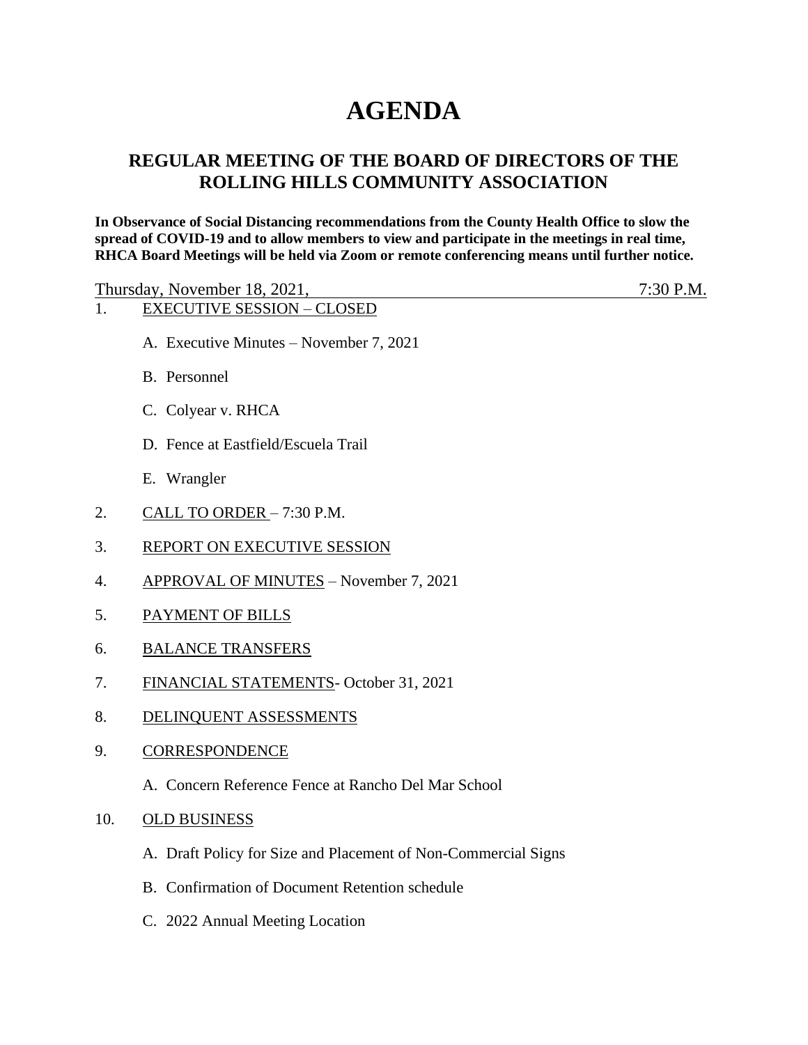# AGENDA

## REGULAR MEETING OF THE BOARD OF DIRECTORS OF THE ROLLING HILLS COMMUNITY ASSOCIATION

**In Observance of Social Distancing recommendations from the County Health Office to slow the spread of COVID-19 and to allow members to view and participate in the meetings in real time, RHCA Board Meetings will be held via Zoom or remote conferencing means until further notice.**

Thursday, November 18, 2021, 7:30 P.M.

1. EXECUTIVE SESSION – CLOSED
   - A. Executive Minutes – November 7, 2021
   - B. Personnel
   - C. Colyear v. RHCA
   - D. Fence at Eastfield/Escuela Trail
   - E. Wrangler
2. CALL TO ORDER – 7:30 P.M.
3. REPORT ON EXECUTIVE SESSION
4. APPROVAL OF MINUTES – November 7, 2021
5. PAYMENT OF BILLS
6. BALANCE TRANSFERS
7. FINANCIAL STATEMENTS- October 31, 2021
8. DELINQUENT ASSESSMENTS
9. CORRESPONDENCE
   - A. Concern Reference Fence at Rancho Del Mar School
10. OLD BUSINESS
    - A. Draft Policy for Size and Placement of Non-Commercial Signs
    - B. Confirmation of Document Retention schedule
    - C. 2022 Annual Meeting Location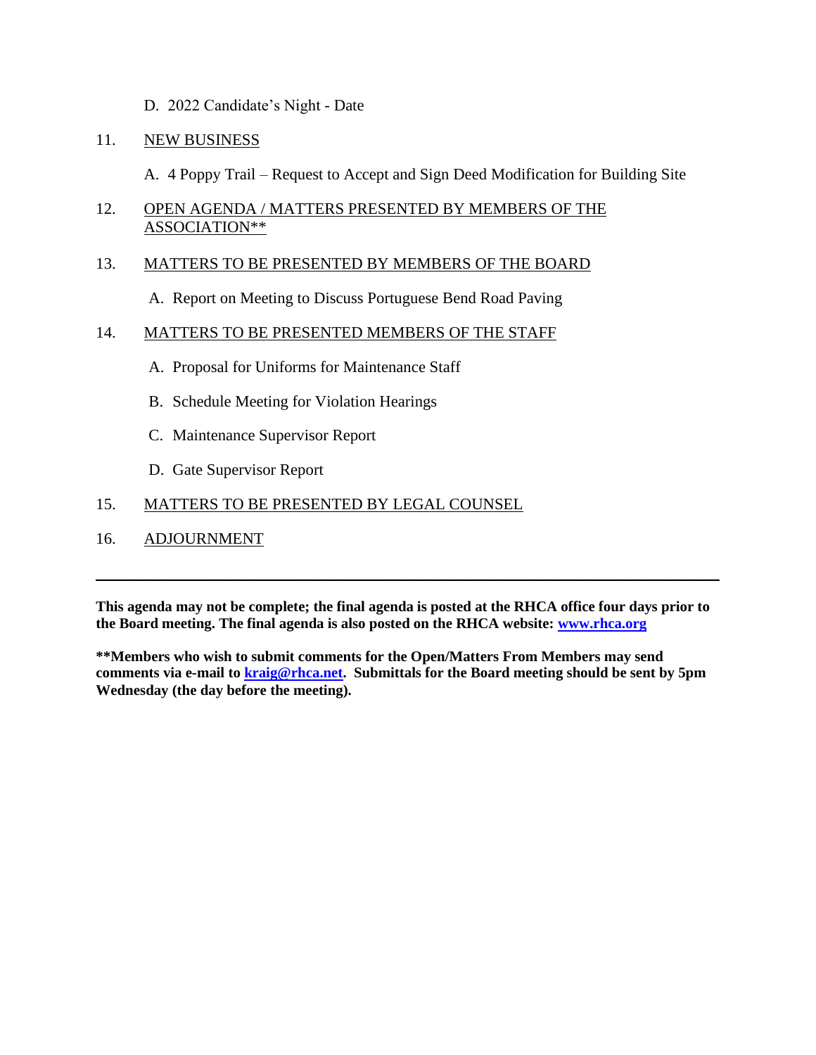D. 2022 Candidate's Night - Date

11. NEW BUSINESS

A. 4 Poppy Trail – Request to Accept and Sign Deed Modification for Building Site

12. OPEN AGENDA / MATTERS PRESENTED BY MEMBERS OF THE ASSOCIATION**

13. MATTERS TO BE PRESENTED BY MEMBERS OF THE BOARD

A. Report on Meeting to Discuss Portuguese Bend Road Paving

14. MATTERS TO BE PRESENTED MEMBERS OF THE STAFF

A. Proposal for Uniforms for Maintenance Staff

B. Schedule Meeting for Violation Hearings

C. Maintenance Supervisor Report

D. Gate Supervisor Report

15. MATTERS TO BE PRESENTED BY LEGAL COUNSEL

16. ADJOURNMENT

---

**This agenda may not be complete; the final agenda is posted at the RHCA office four days prior to the Board meeting. The final agenda is also posted on the RHCA website: www.rhca.org**

****Members who wish to submit comments for the Open/Matters From Members may send comments via e-mail to kraig@rhca.net. Submittals for the Board meeting should be sent by 5pm Wednesday (the day before the meeting).**